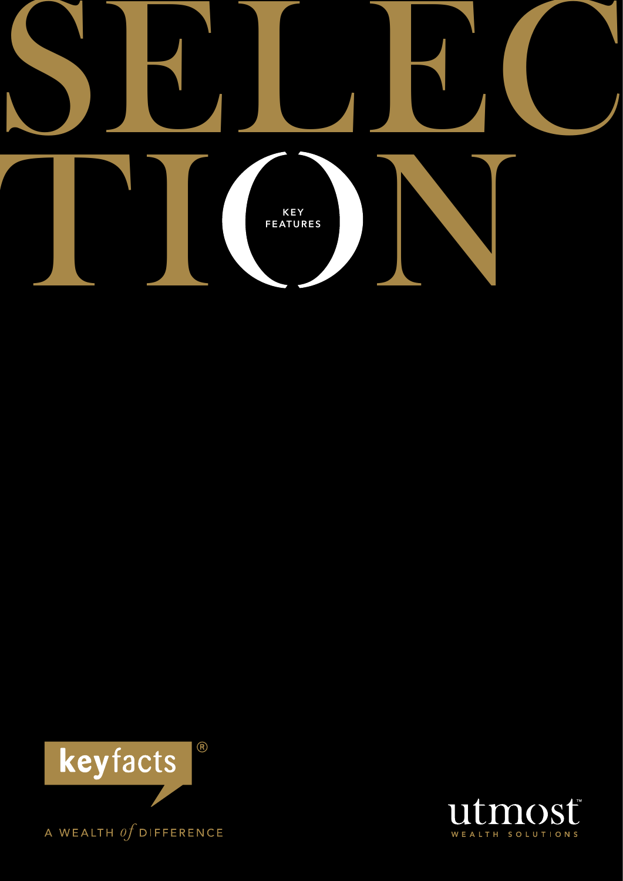# SELECTION

## KEY FEATURES

keyfacts®

A WEALTH *of* DIFFERENCE

utmost™
WEALTH SOLUTIONS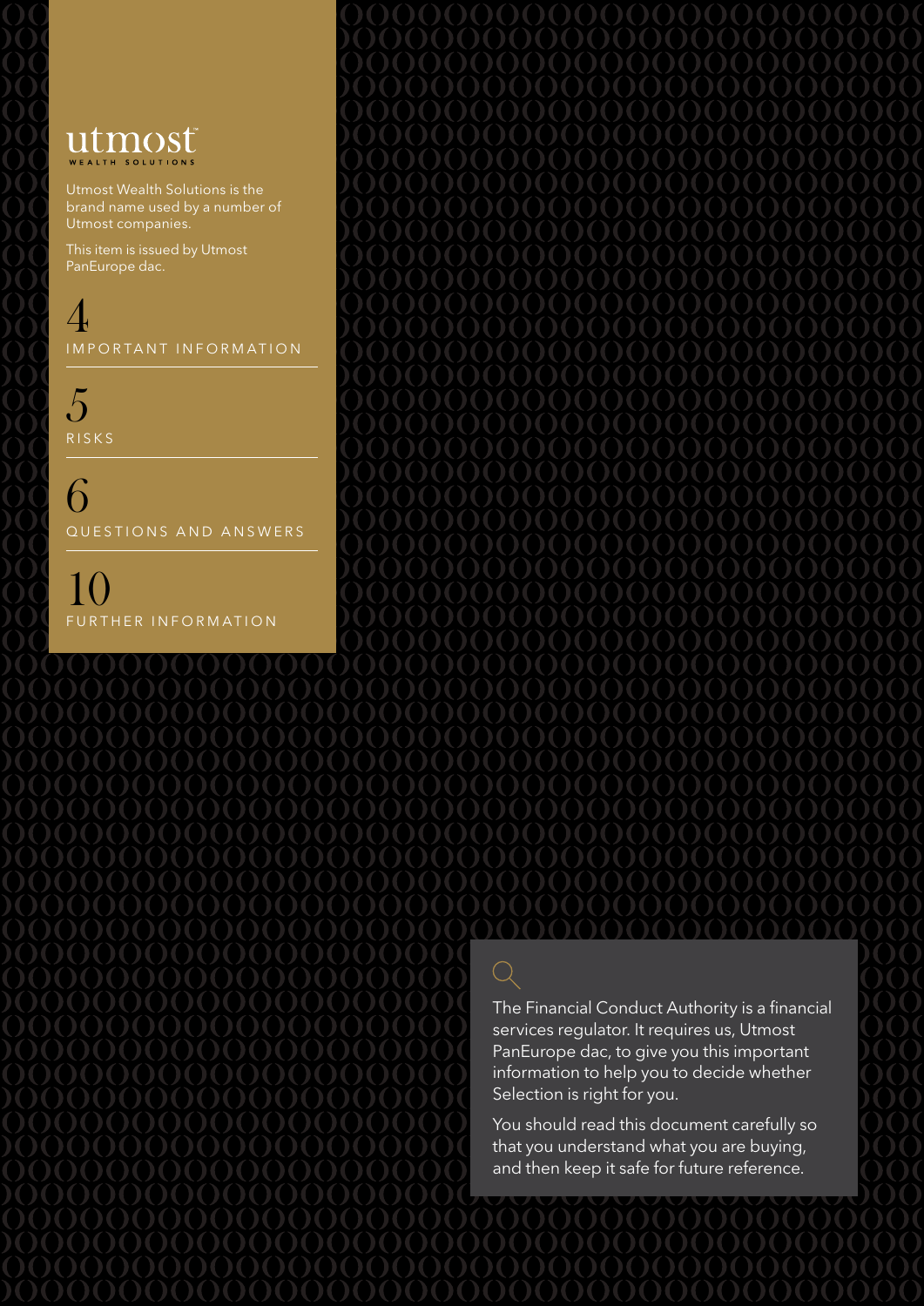utmost
WEALTH SOLUTIONS

Utmost Wealth Solutions is the brand name used by a number of Utmost companies.

This item is issued by Utmost PanEurope dac.

4 IMPORTANT INFORMATION

5 RISKS

6 QUESTIONS AND ANSWERS

10 FURTHER INFORMATION

The Financial Conduct Authority is a financial services regulator. It requires us, Utmost PanEurope dac, to give you this important information to help you to decide whether Selection is right for you.

You should read this document carefully so that you understand what you are buying, and then keep it safe for future reference.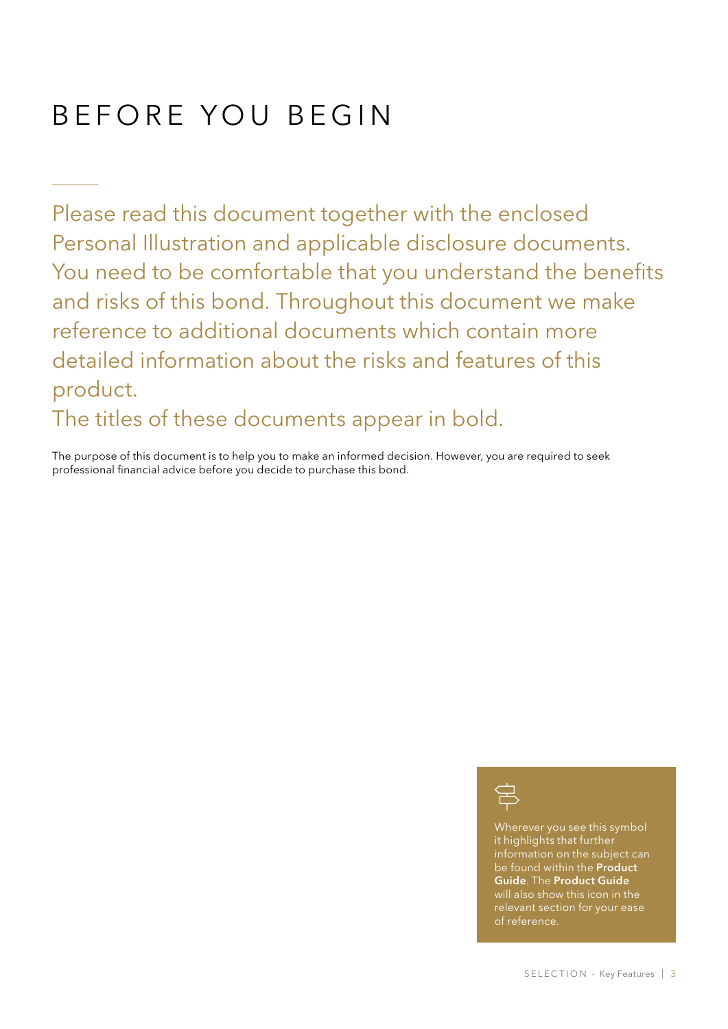# BEFORE YOU BEGIN

Please read this document together with the enclosed Personal Illustration and applicable disclosure documents. You need to be comfortable that you understand the benefits and risks of this bond. Throughout this document we make reference to additional documents which contain more detailed information about the risks and features of this product.
The titles of these documents appear in bold.

The purpose of this document is to help you to make an informed decision. However, you are required to seek professional financial advice before you decide to purchase this bond.

Wherever you see this symbol it highlights that further information on the subject can be found within the **Product Guide**. The **Product Guide** will also show this icon in the relevant section for your ease of reference.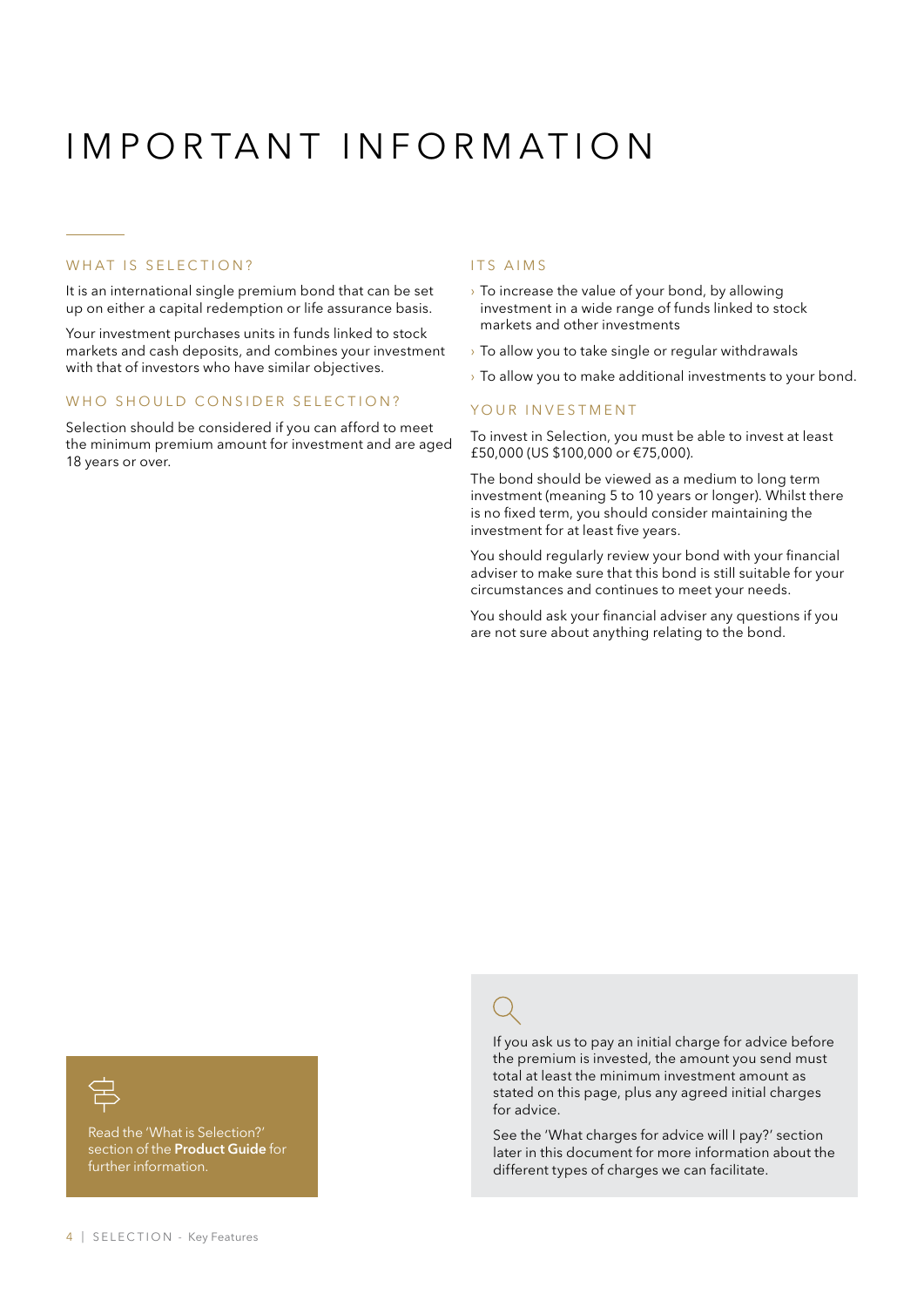# IMPORTANT INFORMATION

## WHAT IS SELECTION?

It is an international single premium bond that can be set up on either a capital redemption or life assurance basis.

Your investment purchases units in funds linked to stock markets and cash deposits, and combines your investment with that of investors who have similar objectives.

## WHO SHOULD CONSIDER SELECTION?

Selection should be considered if you can afford to meet the minimum premium amount for investment and are aged 18 years or over.

## ITS AIMS

- To increase the value of your bond, by allowing investment in a wide range of funds linked to stock markets and other investments
- To allow you to take single or regular withdrawals
- To allow you to make additional investments to your bond.

## YOUR INVESTMENT

To invest in Selection, you must be able to invest at least £50,000 (US $100,000 or €75,000).

The bond should be viewed as a medium to long term investment (meaning 5 to 10 years or longer). Whilst there is no fixed term, you should consider maintaining the investment for at least five years.

You should regularly review your bond with your financial adviser to make sure that this bond is still suitable for your circumstances and continues to meet your needs.

You should ask your financial adviser any questions if you are not sure about anything relating to the bond.

Read the 'What is Selection?' section of the **Product Guide** for further information.

If you ask us to pay an initial charge for advice before the premium is invested, the amount you send must total at least the minimum investment amount as stated on this page, plus any agreed initial charges for advice.

See the 'What charges for advice will I pay?' section later in this document for more information about the different types of charges we can facilitate.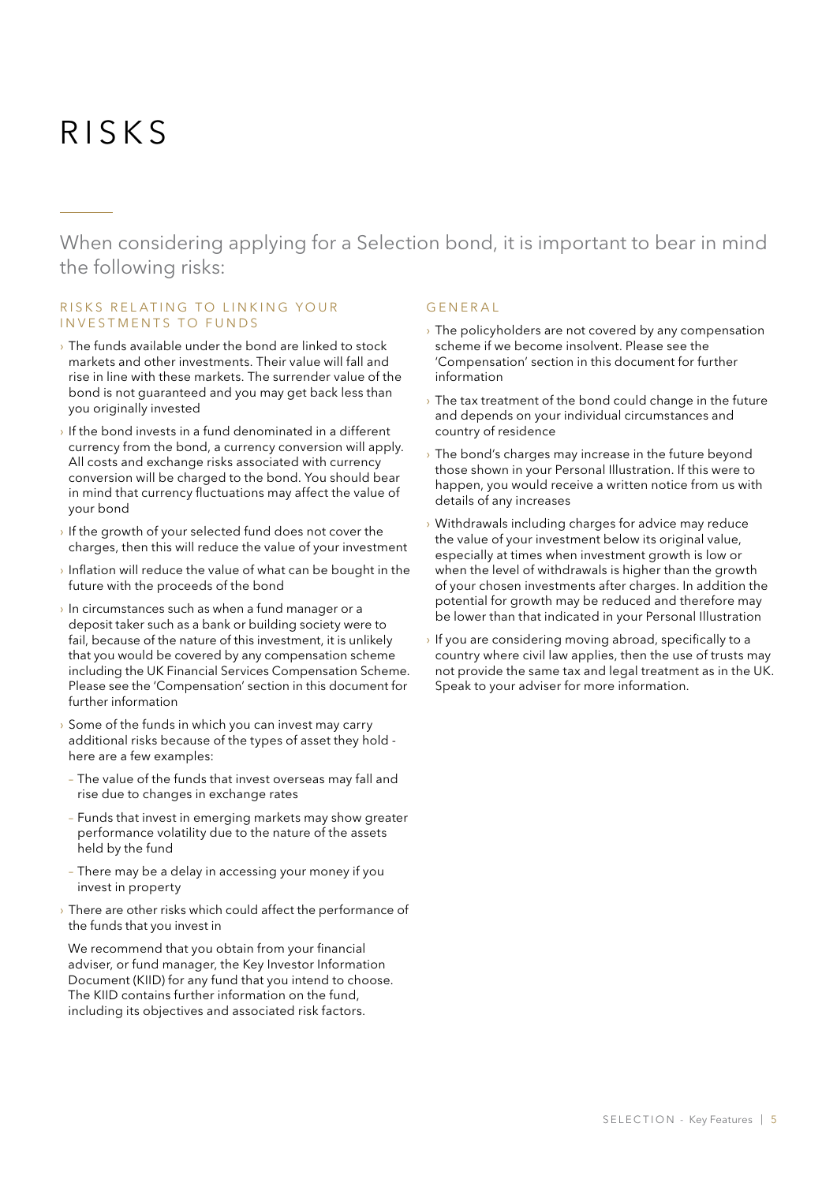# RISKS

When considering applying for a Selection bond, it is important to bear in mind the following risks:

### RISKS RELATING TO LINKING YOUR INVESTMENTS TO FUNDS

- The funds available under the bond are linked to stock markets and other investments. Their value will fall and rise in line with these markets. The surrender value of the bond is not guaranteed and you may get back less than you originally invested
- If the bond invests in a fund denominated in a different currency from the bond, a currency conversion will apply. All costs and exchange risks associated with currency conversion will be charged to the bond. You should bear in mind that currency fluctuations may affect the value of your bond
- If the growth of your selected fund does not cover the charges, then this will reduce the value of your investment
- Inflation will reduce the value of what can be bought in the future with the proceeds of the bond
- In circumstances such as when a fund manager or a deposit taker such as a bank or building society were to fail, because of the nature of this investment, it is unlikely that you would be covered by any compensation scheme including the UK Financial Services Compensation Scheme. Please see the 'Compensation' section in this document for further information
- Some of the funds in which you can invest may carry additional risks because of the types of asset they hold - here are a few examples:
  - The value of the funds that invest overseas may fall and rise due to changes in exchange rates
  - Funds that invest in emerging markets may show greater performance volatility due to the nature of the assets held by the fund
  - There may be a delay in accessing your money if you invest in property
- There are other risks which could affect the performance of the funds that you invest in

  We recommend that you obtain from your financial adviser, or fund manager, the Key Investor Information Document (KIID) for any fund that you intend to choose. The KIID contains further information on the fund, including its objectives and associated risk factors.

### GENERAL

- The policyholders are not covered by any compensation scheme if we become insolvent. Please see the 'Compensation' section in this document for further information
- The tax treatment of the bond could change in the future and depends on your individual circumstances and country of residence
- The bond's charges may increase in the future beyond those shown in your Personal Illustration. If this were to happen, you would receive a written notice from us with details of any increases
- Withdrawals including charges for advice may reduce the value of your investment below its original value, especially at times when investment growth is low or when the level of withdrawals is higher than the growth of your chosen investments after charges. In addition the potential for growth may be reduced and therefore may be lower than that indicated in your Personal Illustration
- If you are considering moving abroad, specifically to a country where civil law applies, then the use of trusts may not provide the same tax and legal treatment as in the UK. Speak to your adviser for more information.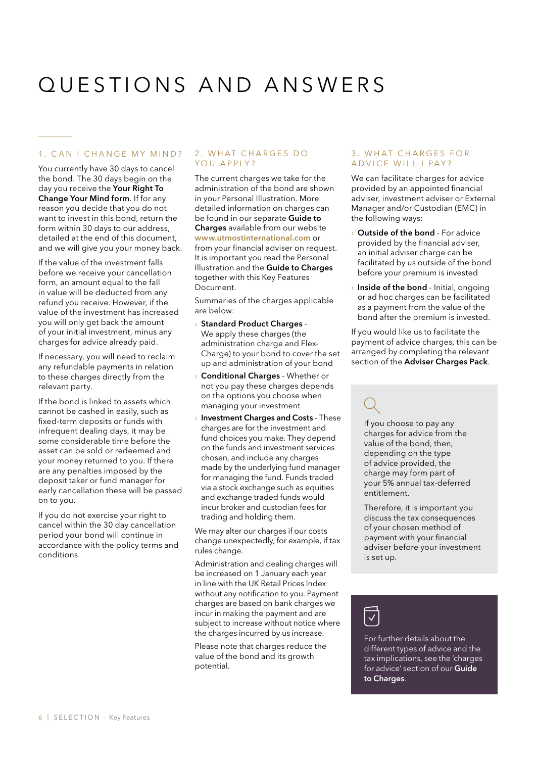# QUESTIONS AND ANSWERS

## 1. CAN I CHANGE MY MIND?

You currently have 30 days to cancel the bond. The 30 days begin on the day you receive the **Your Right To Change Your Mind form**. If for any reason you decide that you do not want to invest in this bond, return the form within 30 days to our address, detailed at the end of this document, and we will give you your money back.

If the value of the investment falls before we receive your cancellation form, an amount equal to the fall in value will be deducted from any refund you receive. However, if the value of the investment has increased you will only get back the amount of your initial investment, minus any charges for advice already paid.

If necessary, you will need to reclaim any refundable payments in relation to these charges directly from the relevant party.

If the bond is linked to assets which cannot be cashed in easily, such as fixed-term deposits or funds with infrequent dealing days, it may be some considerable time before the asset can be sold or redeemed and your money returned to you. If there are any penalties imposed by the deposit taker or fund manager for early cancellation these will be passed on to you.

If you do not exercise your right to cancel within the 30 day cancellation period your bond will continue in accordance with the policy terms and conditions.

## 2. WHAT CHARGES DO YOU APPLY?

The current charges we take for the administration of the bond are shown in your Personal Illustration. More detailed information on charges can be found in our separate **Guide to Charges** available from our website **www.utmostinternational.com** or from your financial adviser on request. It is important you read the Personal Illustration and the **Guide to Charges** together with this Key Features Document.

Summaries of the charges applicable are below:

- **Standard Product Charges** - We apply these charges (the administration charge and Flex-Charge) to your bond to cover the set up and administration of your bond
- **Conditional Charges** - Whether or not you pay these charges depends on the options you choose when managing your investment
- **Investment Charges and Costs** - These charges are for the investment and fund choices you make. They depend on the funds and investment services chosen, and include any charges made by the underlying fund manager for managing the fund. Funds traded via a stock exchange such as equities and exchange traded funds would incur broker and custodian fees for trading and holding them.

We may alter our charges if our costs change unexpectedly, for example, if tax rules change.

Administration and dealing charges will be increased on 1 January each year in line with the UK Retail Prices Index without any notification to you. Payment charges are based on bank charges we incur in making the payment and are subject to increase without notice where the charges incurred by us increase.

Please note that charges reduce the value of the bond and its growth potential.

## 3. WHAT CHARGES FOR ADVICE WILL I PAY?

We can facilitate charges for advice provided by an appointed financial adviser, investment adviser or External Manager and/or Custodian (EMC) in the following ways:

- **Outside of the bond** - For advice provided by the financial adviser, an initial adviser charge can be facilitated by us outside of the bond before your premium is invested
- **Inside of the bond** - Initial, ongoing or ad hoc charges can be facilitated as a payment from the value of the bond after the premium is invested.

If you would like us to facilitate the payment of advice charges, this can be arranged by completing the relevant section of the **Adviser Charges Pack**.

If you choose to pay any charges for advice from the value of the bond, then, depending on the type of advice provided, the charge may form part of your 5% annual tax-deferred entitlement.

Therefore, it is important you discuss the tax consequences of your chosen method of payment with your financial adviser before your investment is set up.

For further details about the different types of advice and the tax implications, see the 'charges for advice' section of our **Guide to Charges**.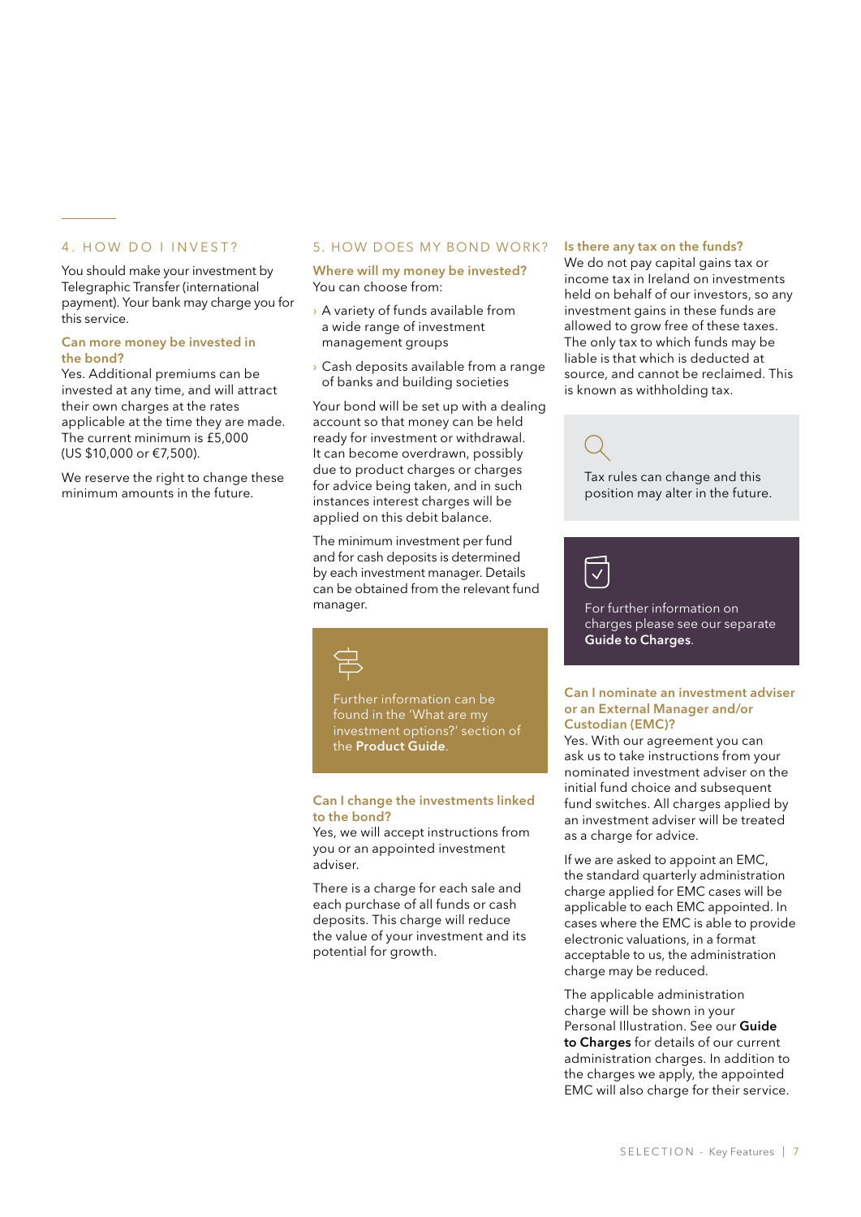## 4. HOW DO I INVEST?

You should make your investment by Telegraphic Transfer (international payment). Your bank may charge you for this service.

### Can more money be invested in the bond?

Yes. Additional premiums can be invested at any time, and will attract their own charges at the rates applicable at the time they are made. The current minimum is £5,000 (US $10,000 or €7,500).

We reserve the right to change these minimum amounts in the future.

## 5. HOW DOES MY BOND WORK?

### Where will my money be invested?

You can choose from:

- A variety of funds available from a wide range of investment management groups
- Cash deposits available from a range of banks and building societies

Your bond will be set up with a dealing account so that money can be held ready for investment or withdrawal. It can become overdrawn, possibly due to product charges or charges for advice being taken, and in such instances interest charges will be applied on this debit balance.

The minimum investment per fund and for cash deposits is determined by each investment manager. Details can be obtained from the relevant fund manager.

Further information can be found in the 'What are my investment options?' section of the **Product Guide**.

### Can I change the investments linked to the bond?

Yes, we will accept instructions from you or an appointed investment adviser.

There is a charge for each sale and each purchase of all funds or cash deposits. This charge will reduce the value of your investment and its potential for growth.

### Is there any tax on the funds?

We do not pay capital gains tax or income tax in Ireland on investments held on behalf of our investors, so any investment gains in these funds are allowed to grow free of these taxes. The only tax to which funds may be liable is that which is deducted at source, and cannot be reclaimed. This is known as withholding tax.

Tax rules can change and this position may alter in the future.

For further information on charges please see our separate **Guide to Charges**.

### Can I nominate an investment adviser or an External Manager and/or Custodian (EMC)?

Yes. With our agreement you can ask us to take instructions from your nominated investment adviser on the initial fund choice and subsequent fund switches. All charges applied by an investment adviser will be treated as a charge for advice.

If we are asked to appoint an EMC, the standard quarterly administration charge applied for EMC cases will be applicable to each EMC appointed. In cases where the EMC is able to provide electronic valuations, in a format acceptable to us, the administration charge may be reduced.

The applicable administration charge will be shown in your Personal Illustration. See our **Guide to Charges** for details of our current administration charges. In addition to the charges we apply, the appointed EMC will also charge for their service.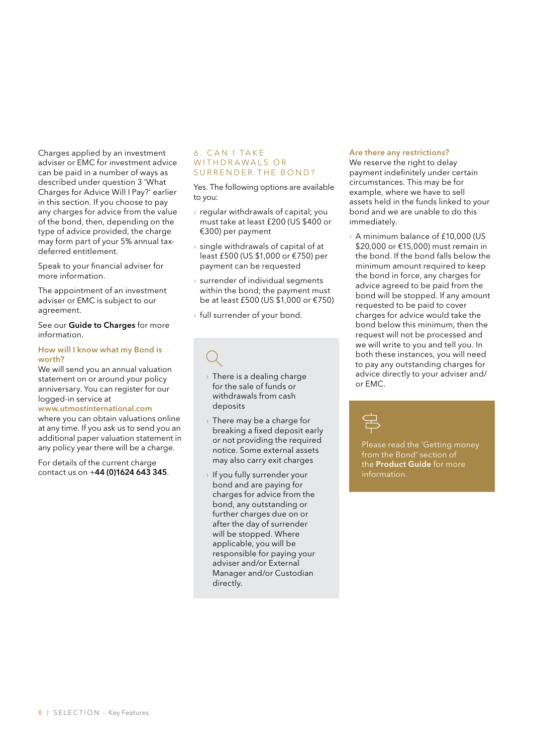Charges applied by an investment adviser or EMC for investment advice can be paid in a number of ways as described under question 3 'What Charges for Advice Will I Pay?' earlier in this section. If you choose to pay any charges for advice from the value of the bond, then, depending on the type of advice provided, the charge may form part of your 5% annual tax-deferred entitlement.

Speak to your financial adviser for more information.

The appointment of an investment adviser or EMC is subject to our agreement.

See our **Guide to Charges** for more information.

### How will I know what my Bond is worth?

We will send you an annual valuation statement on or around your policy anniversary. You can register for our logged-in service at **www.utmostinternational.com** where you can obtain valuations online at any time. If you ask us to send you an additional paper valuation statement in any policy year there will be a charge.

For details of the current charge contact us on +**44 (0)1624 643 345**.

## 6. CAN I TAKE WITHDRAWALS OR SURRENDER THE BOND?

Yes. The following options are available to you:

- regular withdrawals of capital; you must take at least £200 (US $400 or €300) per payment
- single withdrawals of capital of at least £500 (US $1,000 or €750) per payment can be requested
- surrender of individual segments within the bond; the payment must be at least £500 (US $1,000 or €750)
- full surrender of your bond.

- There is a dealing charge for the sale of funds or withdrawals from cash deposits
- There may be a charge for breaking a fixed deposit early or not providing the required notice. Some external assets may also carry exit charges
- If you fully surrender your bond and are paying for charges for advice from the bond, any outstanding or further charges due on or after the day of surrender will be stopped. Where applicable, you will be responsible for paying your adviser and/or External Manager and/or Custodian directly.

### Are there any restrictions?

We reserve the right to delay payment indefinitely under certain circumstances. This may be for example, where we have to sell assets held in the funds linked to your bond and we are unable to do this immediately.

- A minimum balance of £10,000 (US $20,000 or €15,000) must remain in the bond. If the bond falls below the minimum amount required to keep the bond in force, any charges for advice agreed to be paid from the bond will be stopped. If any amount requested to be paid to cover charges for advice would take the bond below this minimum, then the request will not be processed and we will write to you and tell you. In both these instances, you will need to pay any outstanding charges for advice directly to your adviser and/or EMC.

Please read the 'Getting money from the Bond' section of the **Product Guide** for more information.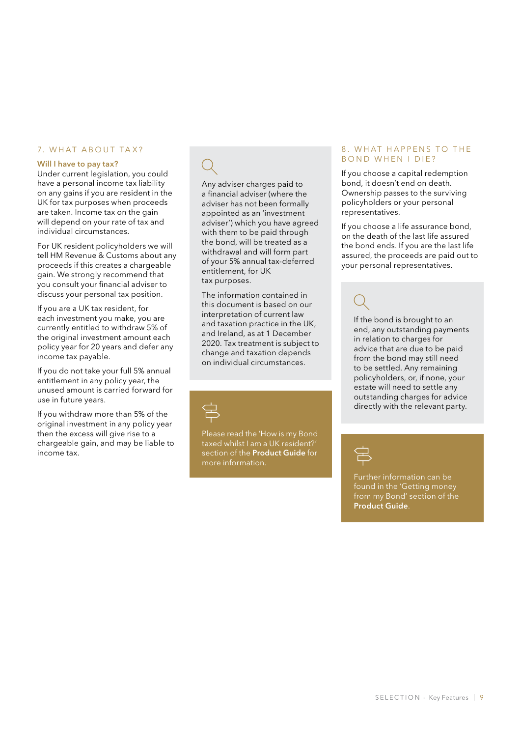## 7. WHAT ABOUT TAX?

**Will I have to pay tax?**

Under current legislation, you could have a personal income tax liability on any gains if you are resident in the UK for tax purposes when proceeds are taken. Income tax on the gain will depend on your rate of tax and individual circumstances.

For UK resident policyholders we will tell HM Revenue & Customs about any proceeds if this creates a chargeable gain. We strongly recommend that you consult your financial adviser to discuss your personal tax position.

If you are a UK tax resident, for each investment you make, you are currently entitled to withdraw 5% of the original investment amount each policy year for 20 years and defer any income tax payable.

If you do not take your full 5% annual entitlement in any policy year, the unused amount is carried forward for use in future years.

If you withdraw more than 5% of the original investment in any policy year then the excess will give rise to a chargeable gain, and may be liable to income tax.

Any adviser charges paid to a financial adviser (where the adviser has not been formally appointed as an 'investment adviser') which you have agreed with them to be paid through the bond, will be treated as a withdrawal and will form part of your 5% annual tax-deferred entitlement, for UK tax purposes.

The information contained in this document is based on our interpretation of current law and taxation practice in the UK, and Ireland, as at 1 December 2020. Tax treatment is subject to change and taxation depends on individual circumstances.

Please read the 'How is my Bond taxed whilst I am a UK resident?' section of the **Product Guide** for more information.

## 8. WHAT HAPPENS TO THE BOND WHEN I DIE?

If you choose a capital redemption bond, it doesn't end on death. Ownership passes to the surviving policyholders or your personal representatives.

If you choose a life assurance bond, on the death of the last life assured the bond ends. If you are the last life assured, the proceeds are paid out to your personal representatives.

If the bond is brought to an end, any outstanding payments in relation to charges for advice that are due to be paid from the bond may still need to be settled. Any remaining policyholders, or, if none, your estate will need to settle any outstanding charges for advice directly with the relevant party.

Further information can be found in the 'Getting money from my Bond' section of the **Product Guide**.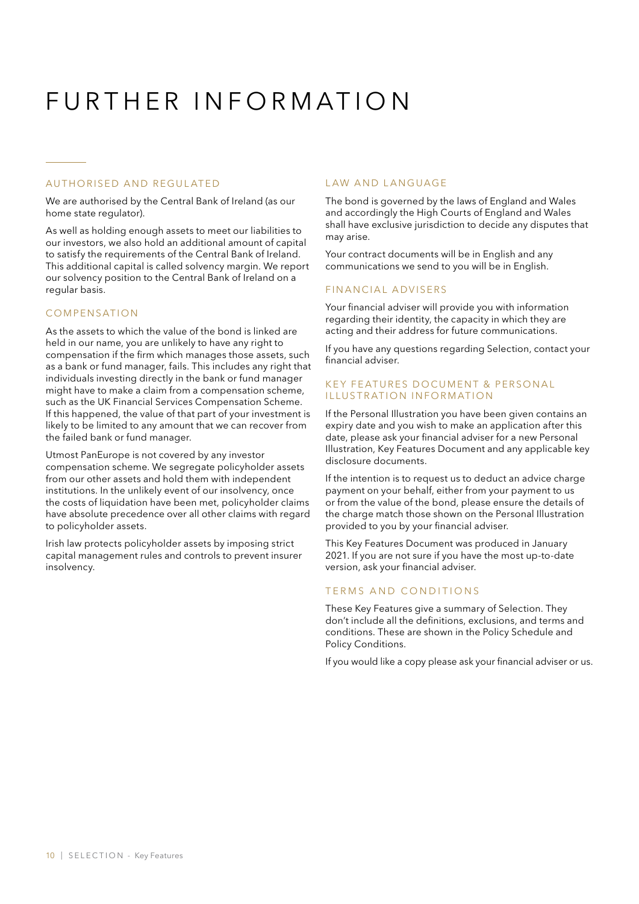# FURTHER INFORMATION

## AUTHORISED AND REGULATED

We are authorised by the Central Bank of Ireland (as our home state regulator).

As well as holding enough assets to meet our liabilities to our investors, we also hold an additional amount of capital to satisfy the requirements of the Central Bank of Ireland. This additional capital is called solvency margin. We report our solvency position to the Central Bank of Ireland on a regular basis.

## COMPENSATION

As the assets to which the value of the bond is linked are held in our name, you are unlikely to have any right to compensation if the firm which manages those assets, such as a bank or fund manager, fails. This includes any right that individuals investing directly in the bank or fund manager might have to make a claim from a compensation scheme, such as the UK Financial Services Compensation Scheme. If this happened, the value of that part of your investment is likely to be limited to any amount that we can recover from the failed bank or fund manager.

Utmost PanEurope is not covered by any investor compensation scheme. We segregate policyholder assets from our other assets and hold them with independent institutions. In the unlikely event of our insolvency, once the costs of liquidation have been met, policyholder claims have absolute precedence over all other claims with regard to policyholder assets.

Irish law protects policyholder assets by imposing strict capital management rules and controls to prevent insurer insolvency.

## LAW AND LANGUAGE

The bond is governed by the laws of England and Wales and accordingly the High Courts of England and Wales shall have exclusive jurisdiction to decide any disputes that may arise.

Your contract documents will be in English and any communications we send to you will be in English.

## FINANCIAL ADVISERS

Your financial adviser will provide you with information regarding their identity, the capacity in which they are acting and their address for future communications.

If you have any questions regarding Selection, contact your financial adviser.

## KEY FEATURES DOCUMENT & PERSONAL ILLUSTRATION INFORMATION

If the Personal Illustration you have been given contains an expiry date and you wish to make an application after this date, please ask your financial adviser for a new Personal Illustration, Key Features Document and any applicable key disclosure documents.

If the intention is to request us to deduct an advice charge payment on your behalf, either from your payment to us or from the value of the bond, please ensure the details of the charge match those shown on the Personal Illustration provided to you by your financial adviser.

This Key Features Document was produced in January 2021. If you are not sure if you have the most up-to-date version, ask your financial adviser.

## TERMS AND CONDITIONS

These Key Features give a summary of Selection. They don't include all the definitions, exclusions, and terms and conditions. These are shown in the Policy Schedule and Policy Conditions.

If you would like a copy please ask your financial adviser or us.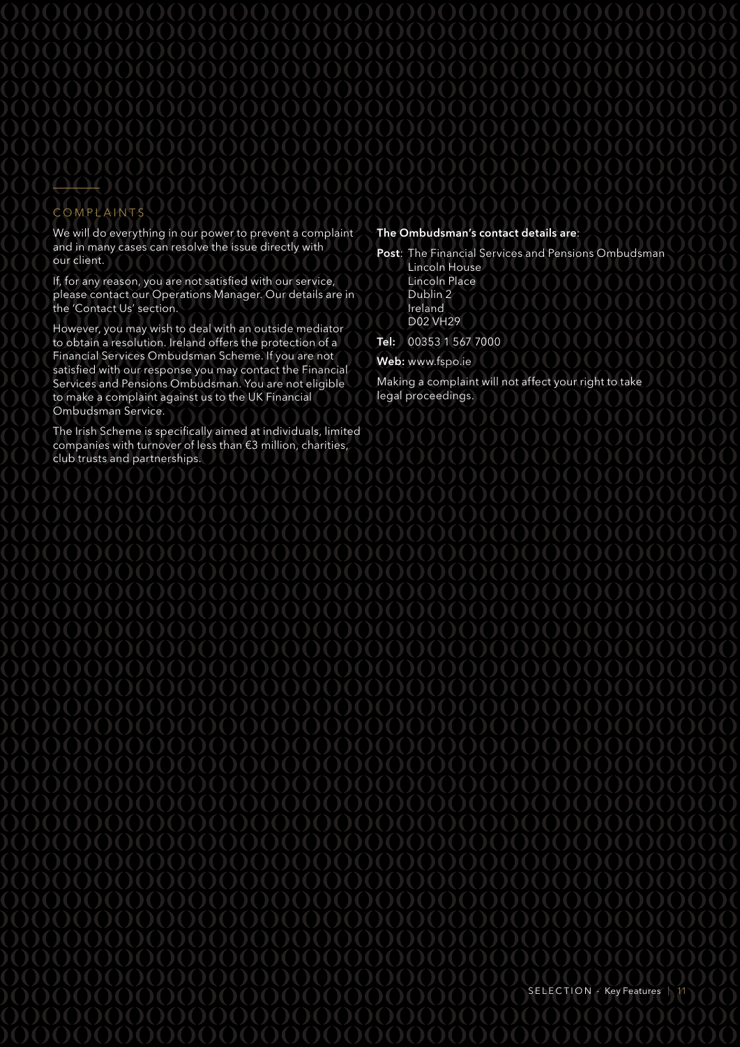## COMPLAINTS

We will do everything in our power to prevent a complaint and in many cases can resolve the issue directly with our client.

If, for any reason, you are not satisfied with our service, please contact our Operations Manager. Our details are in the 'Contact Us' section.

However, you may wish to deal with an outside mediator to obtain a resolution. Ireland offers the protection of a Financial Services Ombudsman Scheme. If you are not satisfied with our response you may contact the Financial Services and Pensions Ombudsman. You are not eligible to make a complaint against us to the UK Financial Ombudsman Service.

The Irish Scheme is specifically aimed at individuals, limited companies with turnover of less than €3 million, charities, club trusts and partnerships.

**The Ombudsman's contact details are**:

**Post**: The Financial Services and Pensions Ombudsman
Lincoln House
Lincoln Place
Dublin 2
Ireland
D02 VH29

**Tel:** 00353 1 567 7000

**Web:** www.fspo.ie

Making a complaint will not affect your right to take legal proceedings.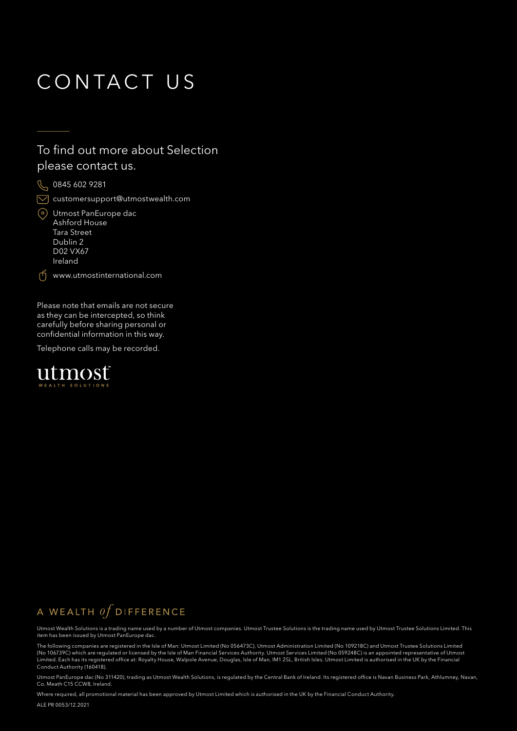# CONTACT US

To find out more about Selection please contact us.

0845 602 9281

customersupport@utmostwealth.com

Utmost PanEurope dac
Ashford House
Tara Street
Dublin 2
D02 VX67
Ireland

www.utmostinternational.com

Please note that emails are not secure as they can be intercepted, so think carefully before sharing personal or confidential information in this way.

Telephone calls may be recorded.

utmost™
WEALTH SOLUTIONS

A WEALTH *of* DIFFERENCE

Utmost Wealth Solutions is a trading name used by a number of Utmost companies. Utmost Trustee Solutions is the trading name used by Utmost Trustee Solutions Limited. This item has been issued by Utmost PanEurope dac.

The following companies are registered in the Isle of Man: Utmost Limited (No 056473C), Utmost Administration Limited (No 109218C) and Utmost Trustee Solutions Limited (No 106739C) which are regulated or licensed by the Isle of Man Financial Services Authority. Utmost Services Limited (No 059248C) is an appointed representative of Utmost Limited. Each has its registered office at: Royalty House, Walpole Avenue, Douglas, Isle of Man, IM1 2SL, British Isles. Utmost Limited is authorised in the UK by the Financial Conduct Authority (160418).

Utmost PanEurope dac (No 311420), trading as Utmost Wealth Solutions, is regulated by the Central Bank of Ireland. Its registered office is Navan Business Park, Athlumney, Navan, Co. Meath C15 CCW8, Ireland.

Where required, all promotional material has been approved by Utmost Limited which is authorised in the UK by the Financial Conduct Authority.

ALE PR 0053/12.2021